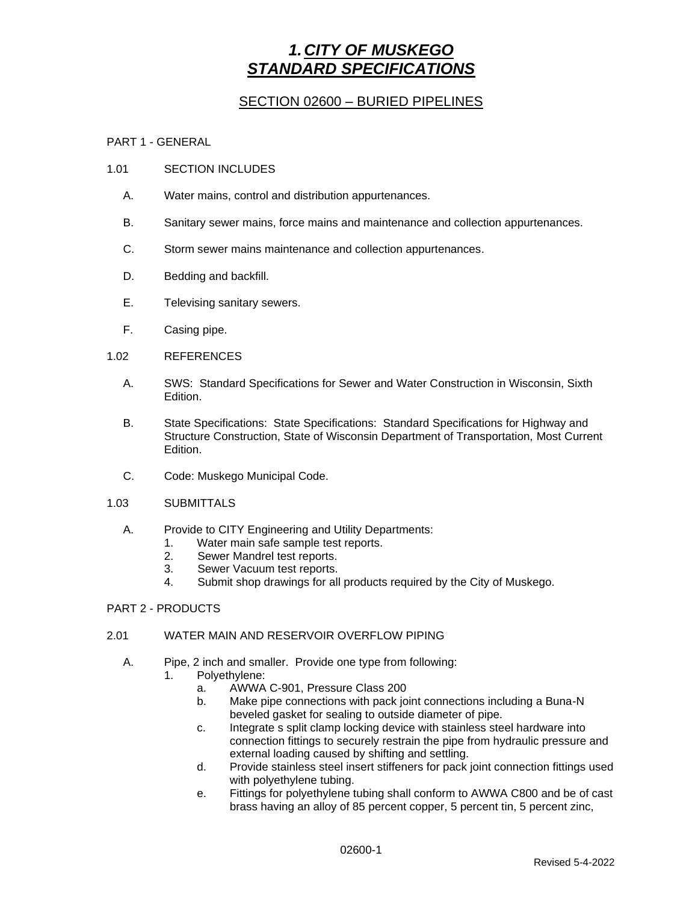# 1. CITY OF MUSKEGO STANDARD SPECIFICATIONS

## SECTION 02600 – BURIED PIPELINES

PART 1 - GENERAL

1.01 SECTION INCLUDES

A. Water mains, control and distribution appurtenances.

B. Sanitary sewer mains, force mains and maintenance and collection appurtenances.

C. Storm sewer mains maintenance and collection appurtenances.

D. Bedding and backfill.

E. Televising sanitary sewers.

F. Casing pipe.

1.02 REFERENCES

A. SWS: Standard Specifications for Sewer and Water Construction in Wisconsin, Sixth Edition.

B. State Specifications: State Specifications: Standard Specifications for Highway and Structure Construction, State of Wisconsin Department of Transportation, Most Current Edition.

C. Code: Muskego Municipal Code.

1.03 SUBMITTALS

A. Provide to CITY Engineering and Utility Departments:
   1. Water main safe sample test reports.
   2. Sewer Mandrel test reports.
   3. Sewer Vacuum test reports.
   4. Submit shop drawings for all products required by the City of Muskego.

PART 2 - PRODUCTS

2.01 WATER MAIN AND RESERVOIR OVERFLOW PIPING

A. Pipe, 2 inch and smaller. Provide one type from following:
   1. Polyethylene:
      a. AWWA C-901, Pressure Class 200
      b. Make pipe connections with pack joint connections including a Buna-N beveled gasket for sealing to outside diameter of pipe.
      c. Integrate s split clamp locking device with stainless steel hardware into connection fittings to securely restrain the pipe from hydraulic pressure and external loading caused by shifting and settling.
      d. Provide stainless steel insert stiffeners for pack joint connection fittings used with polyethylene tubing.
      e. Fittings for polyethylene tubing shall conform to AWWA C800 and be of cast brass having an alloy of 85 percent copper, 5 percent tin, 5 percent zinc,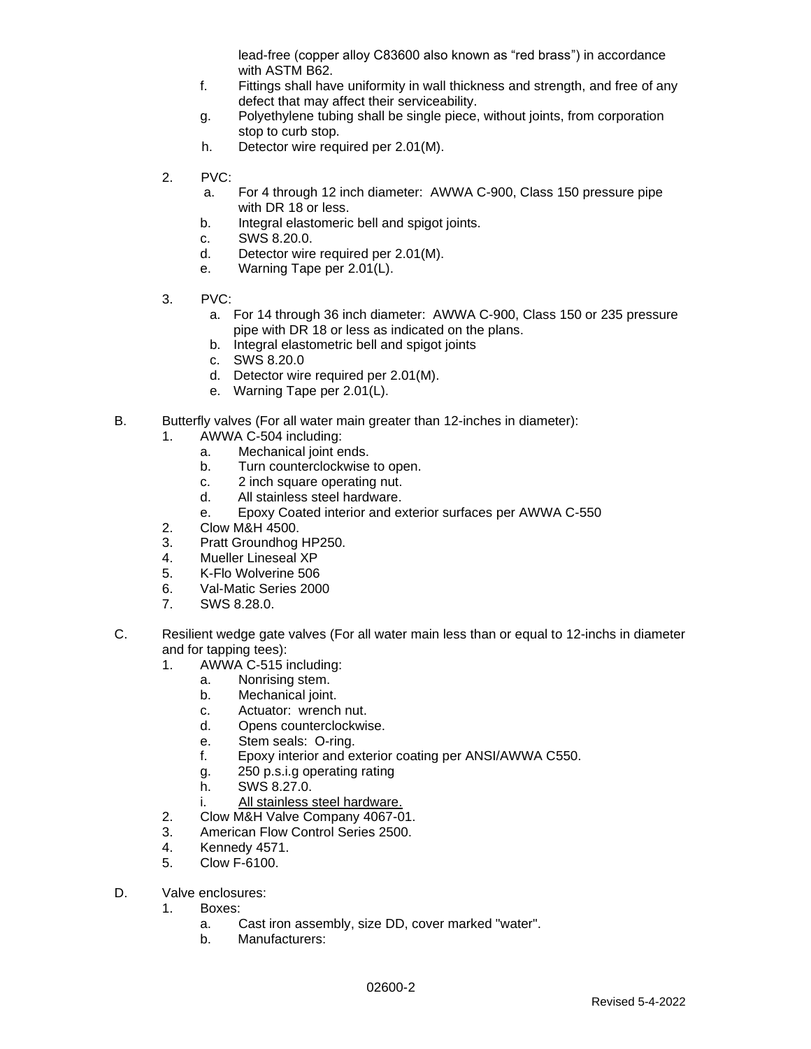lead-free (copper alloy C83600 also known as "red brass") in accordance with ASTM B62.

f. Fittings shall have uniformity in wall thickness and strength, and free of any defect that may affect their serviceability.

g. Polyethylene tubing shall be single piece, without joints, from corporation stop to curb stop.

h. Detector wire required per 2.01(M).

2. PVC:
   a. For 4 through 12 inch diameter: AWWA C-900, Class 150 pressure pipe with DR 18 or less.
   b. Integral elastomeric bell and spigot joints.
   c. SWS 8.20.0.
   d. Detector wire required per 2.01(M).
   e. Warning Tape per 2.01(L).

3. PVC:
   a. For 14 through 36 inch diameter: AWWA C-900, Class 150 or 235 pressure pipe with DR 18 or less as indicated on the plans.
   b. Integral elastometric bell and spigot joints
   c. SWS 8.20.0
   d. Detector wire required per 2.01(M).
   e. Warning Tape per 2.01(L).

B. Butterfly valves (For all water main greater than 12-inches in diameter):
   1. AWWA C-504 including:
      a. Mechanical joint ends.
      b. Turn counterclockwise to open.
      c. 2 inch square operating nut.
      d. All stainless steel hardware.
      e. Epoxy Coated interior and exterior surfaces per AWWA C-550
   2. Clow M&H 4500.
   3. Pratt Groundhog HP250.
   4. Mueller Lineseal XP
   5. K-Flo Wolverine 506
   6. Val-Matic Series 2000
   7. SWS 8.28.0.

C. Resilient wedge gate valves (For all water main less than or equal to 12-inchs in diameter and for tapping tees):
   1. AWWA C-515 including:
      a. Nonrising stem.
      b. Mechanical joint.
      c. Actuator: wrench nut.
      d. Opens counterclockwise.
      e. Stem seals: O-ring.
      f. Epoxy interior and exterior coating per ANSI/AWWA C550.
      g. 250 p.s.i.g operating rating
      h. SWS 8.27.0.
      i. <u>All stainless steel hardware.</u>
   2. Clow M&H Valve Company 4067-01.
   3. American Flow Control Series 2500.
   4. Kennedy 4571.
   5. Clow F-6100.

D. Valve enclosures:
   1. Boxes:
      a. Cast iron assembly, size DD, cover marked "water".
      b. Manufacturers: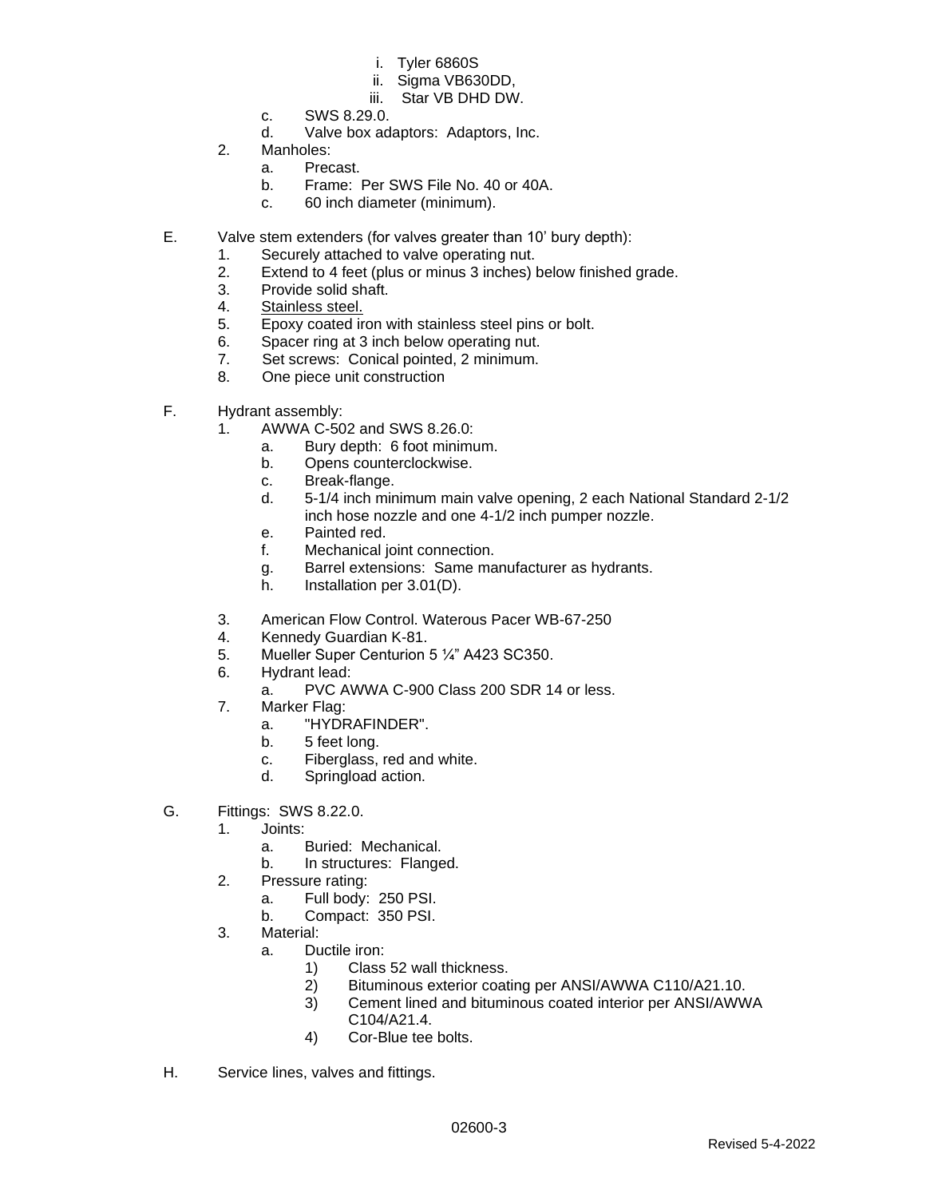i. Tyler 6860S
ii. Sigma VB630DD,
iii. Star VB DHD DW.

c. SWS 8.29.0.
d. Valve box adaptors: Adaptors, Inc.

2. Manholes:
   a. Precast.
   b. Frame: Per SWS File No. 40 or 40A.
   c. 60 inch diameter (minimum).

E. Valve stem extenders (for valves greater than 10' bury depth):
   1. Securely attached to valve operating nut.
   2. Extend to 4 feet (plus or minus 3 inches) below finished grade.
   3. Provide solid shaft.
   4. <u>Stainless steel.</u>
   5. Epoxy coated iron with stainless steel pins or bolt.
   6. Spacer ring at 3 inch below operating nut.
   7. Set screws: Conical pointed, 2 minimum.
   8. One piece unit construction

F. Hydrant assembly:
   1. AWWA C-502 and SWS 8.26.0:
      a. Bury depth: 6 foot minimum.
      b. Opens counterclockwise.
      c. Break-flange.
      d. 5-1/4 inch minimum main valve opening, 2 each National Standard 2-1/2 inch hose nozzle and one 4-1/2 inch pumper nozzle.
      e. Painted red.
      f. Mechanical joint connection.
      g. Barrel extensions: Same manufacturer as hydrants.
      h. Installation per 3.01(D).

   3. American Flow Control. Waterous Pacer WB-67-250
   4. Kennedy Guardian K-81.
   5. Mueller Super Centurion 5 ¼" A423 SC350.
   6. Hydrant lead:
      a. PVC AWWA C-900 Class 200 SDR 14 or less.
   7. Marker Flag:
      a. "HYDRAFINDER".
      b. 5 feet long.
      c. Fiberglass, red and white.
      d. Springload action.

G. Fittings: SWS 8.22.0.
   1. Joints:
      a. Buried: Mechanical.
      b. In structures: Flanged.
   2. Pressure rating:
      a. Full body: 250 PSI.
      b. Compact: 350 PSI.
   3. Material:
      a. Ductile iron:
         1) Class 52 wall thickness.
         2) Bituminous exterior coating per ANSI/AWWA C110/A21.10.
         3) Cement lined and bituminous coated interior per ANSI/AWWA C104/A21.4.
         4) Cor-Blue tee bolts.

H. Service lines, valves and fittings.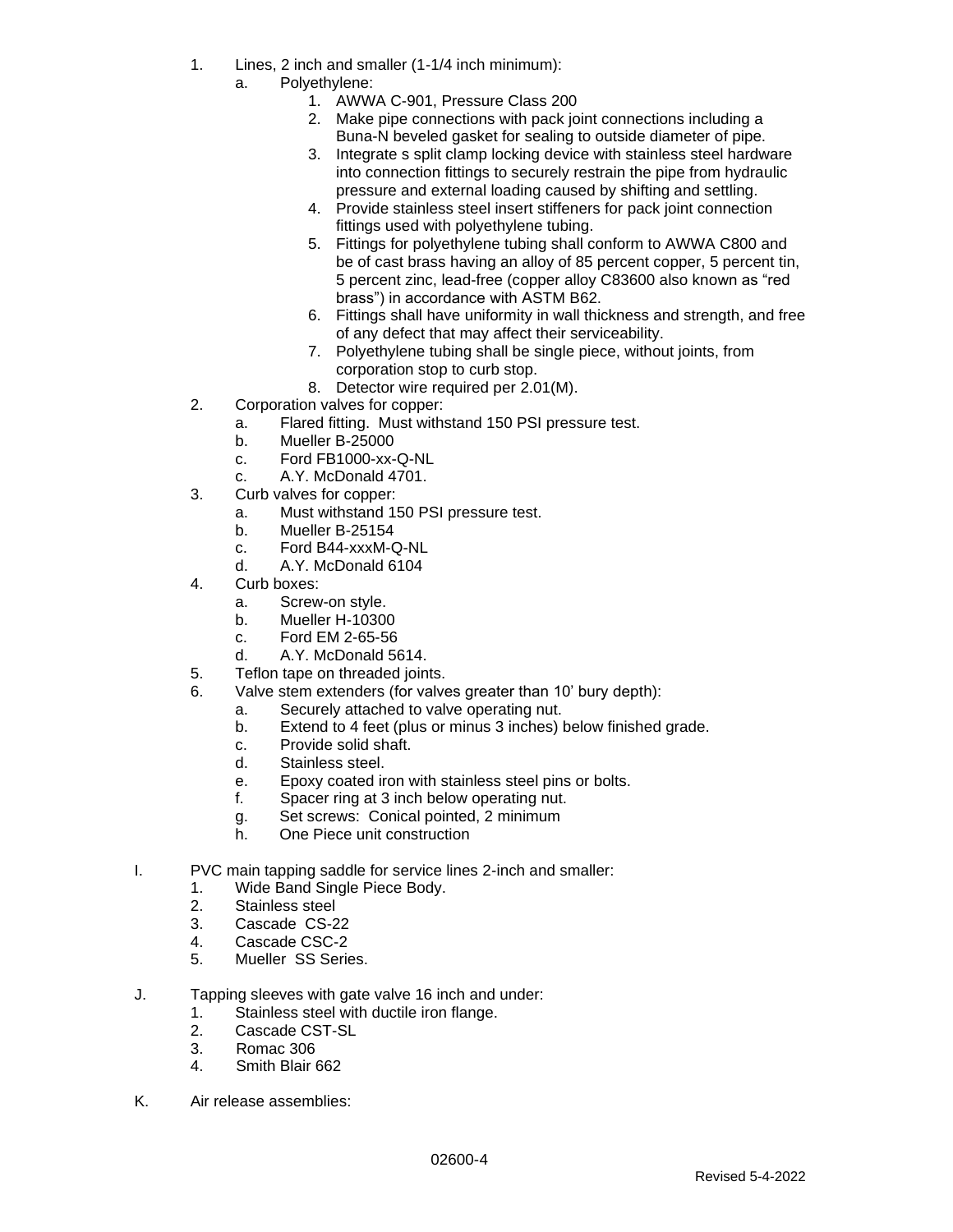1. Lines, 2 inch and smaller (1-1/4 inch minimum):
   a. Polyethylene:
      1. AWWA C-901, Pressure Class 200
      2. Make pipe connections with pack joint connections including a Buna-N beveled gasket for sealing to outside diameter of pipe.
      3. Integrate s split clamp locking device with stainless steel hardware into connection fittings to securely restrain the pipe from hydraulic pressure and external loading caused by shifting and settling.
      4. Provide stainless steel insert stiffeners for pack joint connection fittings used with polyethylene tubing.
      5. Fittings for polyethylene tubing shall conform to AWWA C800 and be of cast brass having an alloy of 85 percent copper, 5 percent tin, 5 percent zinc, lead-free (copper alloy C83600 also known as "red brass") in accordance with ASTM B62.
      6. Fittings shall have uniformity in wall thickness and strength, and free of any defect that may affect their serviceability.
      7. Polyethylene tubing shall be single piece, without joints, from corporation stop to curb stop.
      8. Detector wire required per 2.01(M).
2. Corporation valves for copper:
   a. Flared fitting. Must withstand 150 PSI pressure test.
   b. Mueller B-25000
   c. Ford FB1000-xx-Q-NL
   c. A.Y. McDonald 4701.
3. Curb valves for copper:
   a. Must withstand 150 PSI pressure test.
   b. Mueller B-25154
   c. Ford B44-xxxM-Q-NL
   d. A.Y. McDonald 6104
4. Curb boxes:
   a. Screw-on style.
   b. Mueller H-10300
   c. Ford EM 2-65-56
   d. A.Y. McDonald 5614.
5. Teflon tape on threaded joints.
6. Valve stem extenders (for valves greater than 10' bury depth):
   a. Securely attached to valve operating nut.
   b. Extend to 4 feet (plus or minus 3 inches) below finished grade.
   c. Provide solid shaft.
   d. Stainless steel.
   e. Epoxy coated iron with stainless steel pins or bolts.
   f. Spacer ring at 3 inch below operating nut.
   g. Set screws: Conical pointed, 2 minimum
   h. One Piece unit construction

I. PVC main tapping saddle for service lines 2-inch and smaller:
   1. Wide Band Single Piece Body.
   2. Stainless steel
   3. Cascade CS-22
   4. Cascade CSC-2
   5. Mueller SS Series.

J. Tapping sleeves with gate valve 16 inch and under:
   1. Stainless steel with ductile iron flange.
   2. Cascade CST-SL
   3. Romac 306
   4. Smith Blair 662

K. Air release assemblies: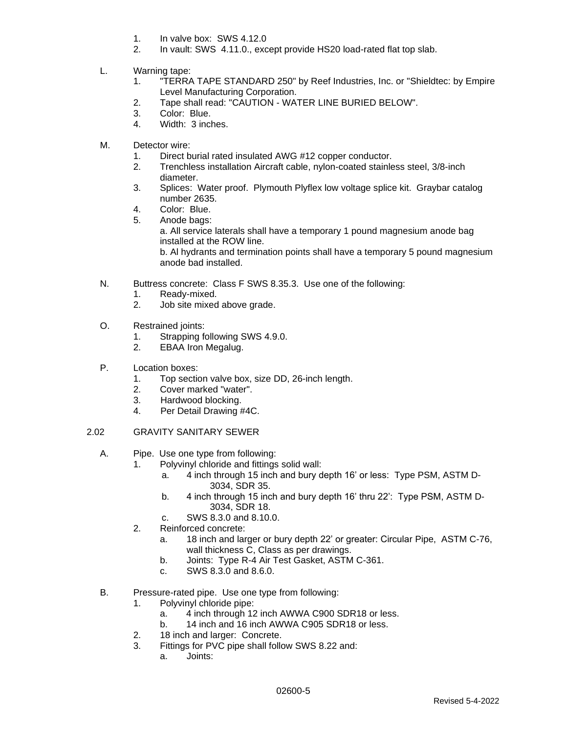1. In valve box: SWS 4.12.0
2. In vault: SWS 4.11.0., except provide HS20 load-rated flat top slab.

L. Warning tape:
   1. "TERRA TAPE STANDARD 250" by Reef Industries, Inc. or "Shieldtec: by Empire Level Manufacturing Corporation.
   2. Tape shall read: "CAUTION - WATER LINE BURIED BELOW".
   3. Color: Blue.
   4. Width: 3 inches.

M. Detector wire:
   1. Direct burial rated insulated AWG #12 copper conductor.
   2. Trenchless installation Aircraft cable, nylon-coated stainless steel, 3/8-inch diameter.
   3. Splices: Water proof. Plymouth Plyflex low voltage splice kit. Graybar catalog number 2635.
   4. Color: Blue.
   5. Anode bags:
      a. All service laterals shall have a temporary 1 pound magnesium anode bag installed at the ROW line.
      b. Al hydrants and termination points shall have a temporary 5 pound magnesium anode bad installed.

N. Buttress concrete: Class F SWS 8.35.3. Use one of the following:
   1. Ready-mixed.
   2. Job site mixed above grade.

O. Restrained joints:
   1. Strapping following SWS 4.9.0.
   2. EBAA Iron Megalug.

P. Location boxes:
   1. Top section valve box, size DD, 26-inch length.
   2. Cover marked "water".
   3. Hardwood blocking.
   4. Per Detail Drawing #4C.

## 2.02 GRAVITY SANITARY SEWER

A. Pipe. Use one type from following:
   1. Polyvinyl chloride and fittings solid wall:
      a. 4 inch through 15 inch and bury depth 16' or less: Type PSM, ASTM D-3034, SDR 35.
      b. 4 inch through 15 inch and bury depth 16' thru 22': Type PSM, ASTM D-3034, SDR 18.
      c. SWS 8.3.0 and 8.10.0.
   2. Reinforced concrete:
      a. 18 inch and larger or bury depth 22' or greater: Circular Pipe, ASTM C-76, wall thickness C, Class as per drawings.
      b. Joints: Type R-4 Air Test Gasket, ASTM C-361.
      c. SWS 8.3.0 and 8.6.0.

B. Pressure-rated pipe. Use one type from following:
   1. Polyvinyl chloride pipe:
      a. 4 inch through 12 inch AWWA C900 SDR18 or less.
      b. 14 inch and 16 inch AWWA C905 SDR18 or less.
   2. 18 inch and larger: Concrete.
   3. Fittings for PVC pipe shall follow SWS 8.22 and:
      a. Joints: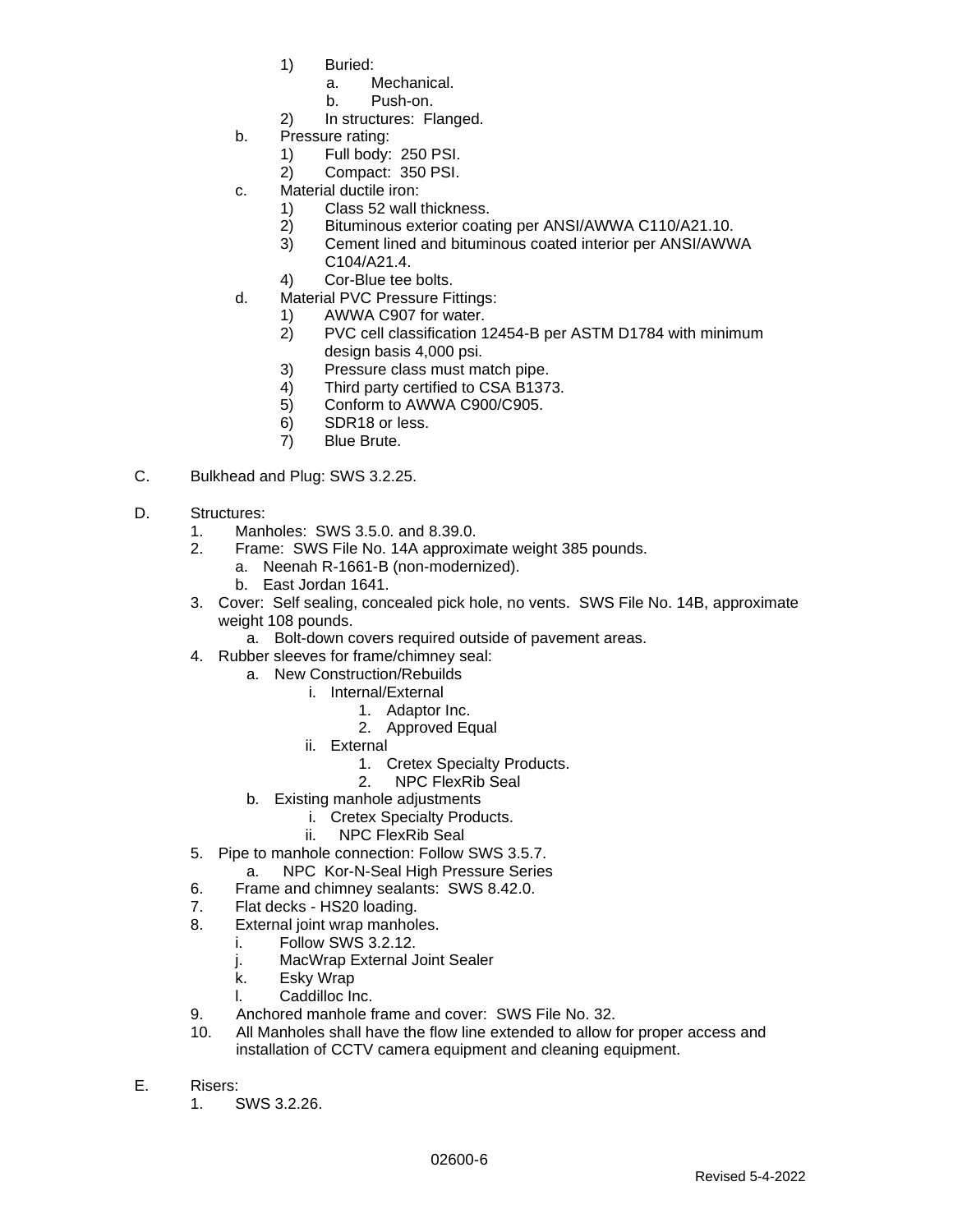1) Buried:
   a. Mechanical.
   b. Push-on.
2) In structures: Flanged.

b. Pressure rating:
   1) Full body: 250 PSI.
   2) Compact: 350 PSI.

c. Material ductile iron:
   1) Class 52 wall thickness.
   2) Bituminous exterior coating per ANSI/AWWA C110/A21.10.
   3) Cement lined and bituminous coated interior per ANSI/AWWA C104/A21.4.
   4) Cor-Blue tee bolts.

d. Material PVC Pressure Fittings:
   1) AWWA C907 for water.
   2) PVC cell classification 12454-B per ASTM D1784 with minimum design basis 4,000 psi.
   3) Pressure class must match pipe.
   4) Third party certified to CSA B1373.
   5) Conform to AWWA C900/C905.
   6) SDR18 or less.
   7) Blue Brute.

C. Bulkhead and Plug: SWS 3.2.25.

D. Structures:
   1. Manholes: SWS 3.5.0. and 8.39.0.
   2. Frame: SWS File No. 14A approximate weight 385 pounds.
      a. Neenah R-1661-B (non-modernized).
      b. East Jordan 1641.
   3. Cover: Self sealing, concealed pick hole, no vents. SWS File No. 14B, approximate weight 108 pounds.
      a. Bolt-down covers required outside of pavement areas.
   4. Rubber sleeves for frame/chimney seal:
      a. New Construction/Rebuilds
         i. Internal/External
            1. Adaptor Inc.
            2. Approved Equal
         ii. External
            1. Cretex Specialty Products.
            2. NPC FlexRib Seal
      b. Existing manhole adjustments
         i. Cretex Specialty Products.
         ii. NPC FlexRib Seal
   5. Pipe to manhole connection: Follow SWS 3.5.7.
      a. NPC Kor-N-Seal High Pressure Series
   6. Frame and chimney sealants: SWS 8.42.0.
   7. Flat decks - HS20 loading.
   8. External joint wrap manholes.
      i. Follow SWS 3.2.12.
      j. MacWrap External Joint Sealer
      k. Esky Wrap
      l. Caddilloc Inc.
   9. Anchored manhole frame and cover: SWS File No. 32.
   10. All Manholes shall have the flow line extended to allow for proper access and installation of CCTV camera equipment and cleaning equipment.

E. Risers:
   1. SWS 3.2.26.

Revised 5-4-2022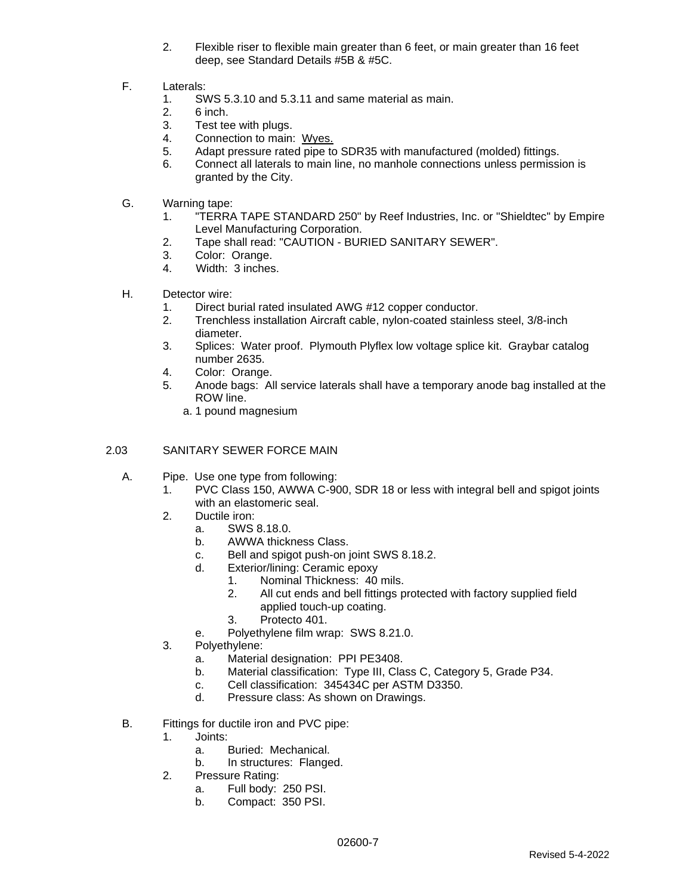2. Flexible riser to flexible main greater than 6 feet, or main greater than 16 feet deep, see Standard Details #5B & #5C.

F. Laterals:
   1. SWS 5.3.10 and 5.3.11 and same material as main.
   2. 6 inch.
   3. Test tee with plugs.
   4. Connection to main: <u>Wyes.</u>
   5. Adapt pressure rated pipe to SDR35 with manufactured (molded) fittings.
   6. Connect all laterals to main line, no manhole connections unless permission is granted by the City.

G. Warning tape:
   1. "TERRA TAPE STANDARD 250" by Reef Industries, Inc. or "Shieldtec" by Empire Level Manufacturing Corporation.
   2. Tape shall read: "CAUTION - BURIED SANITARY SEWER".
   3. Color: Orange.
   4. Width: 3 inches.

H. Detector wire:
   1. Direct burial rated insulated AWG #12 copper conductor.
   2. Trenchless installation Aircraft cable, nylon-coated stainless steel, 3/8-inch diameter.
   3. Splices: Water proof. Plymouth Plyflex low voltage splice kit. Graybar catalog number 2635.
   4. Color: Orange.
   5. Anode bags: All service laterals shall have a temporary anode bag installed at the ROW line.
      a. 1 pound magnesium

## 2.03 SANITARY SEWER FORCE MAIN

A. Pipe. Use one type from following:
   1. PVC Class 150, AWWA C-900, SDR 18 or less with integral bell and spigot joints with an elastomeric seal.
   2. Ductile iron:
      a. SWS 8.18.0.
      b. AWWA thickness Class.
      c. Bell and spigot push-on joint SWS 8.18.2.
      d. Exterior/lining: Ceramic epoxy
         1. Nominal Thickness: 40 mils.
         2. All cut ends and bell fittings protected with factory supplied field applied touch-up coating.
         3. Protecto 401.
      e. Polyethylene film wrap: SWS 8.21.0.
   3. Polyethylene:
      a. Material designation: PPI PE3408.
      b. Material classification: Type III, Class C, Category 5, Grade P34.
      c. Cell classification: 345434C per ASTM D3350.
      d. Pressure class: As shown on Drawings.

B. Fittings for ductile iron and PVC pipe:
   1. Joints:
      a. Buried: Mechanical.
      b. In structures: Flanged.
   2. Pressure Rating:
      a. Full body: 250 PSI.
      b. Compact: 350 PSI.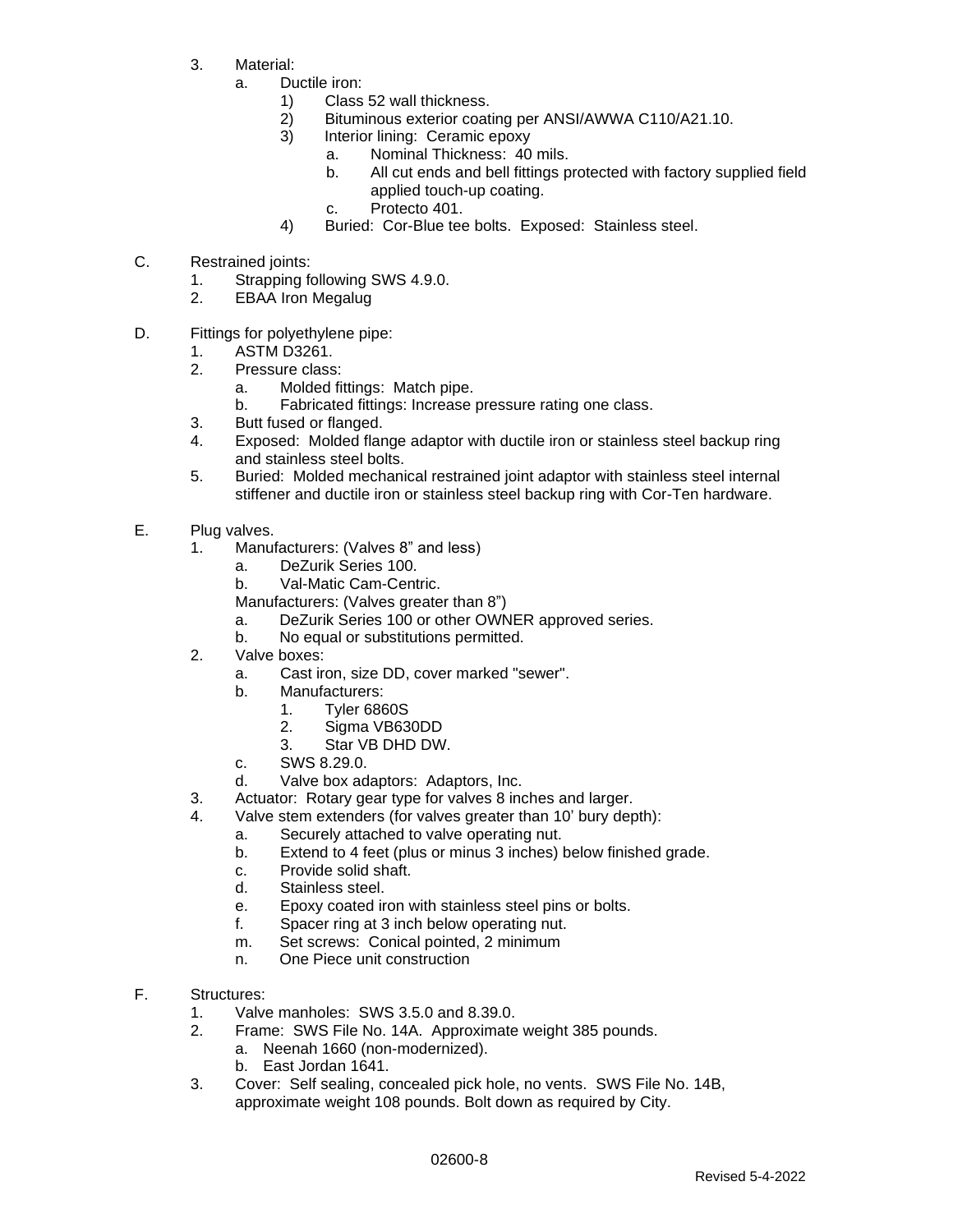3. Material:
    a. Ductile iron:
        1) Class 52 wall thickness.
        2) Bituminous exterior coating per ANSI/AWWA C110/A21.10.
        3) Interior lining: Ceramic epoxy
            a. Nominal Thickness: 40 mils.
            b. All cut ends and bell fittings protected with factory supplied field applied touch-up coating.
            c. Protecto 401.
        4) Buried: Cor-Blue tee bolts. Exposed: Stainless steel.

C. Restrained joints:
    1. Strapping following SWS 4.9.0.
    2. EBAA Iron Megalug

D. Fittings for polyethylene pipe:
    1. ASTM D3261.
    2. Pressure class:
        a. Molded fittings: Match pipe.
        b. Fabricated fittings: Increase pressure rating one class.
    3. Butt fused or flanged.
    4. Exposed: Molded flange adaptor with ductile iron or stainless steel backup ring and stainless steel bolts.
    5. Buried: Molded mechanical restrained joint adaptor with stainless steel internal stiffener and ductile iron or stainless steel backup ring with Cor-Ten hardware.

E. Plug valves.
    1. Manufacturers: (Valves 8" and less)
        a. DeZurik Series 100.
        b. Val-Matic Cam-Centric.

        Manufacturers: (Valves greater than 8")
        a. DeZurik Series 100 or other OWNER approved series.
        b. No equal or substitutions permitted.
    2. Valve boxes:
        a. Cast iron, size DD, cover marked "sewer".
        b. Manufacturers:
            1. Tyler 6860S
            2. Sigma VB630DD
            3. Star VB DHD DW.
        c. SWS 8.29.0.
        d. Valve box adaptors: Adaptors, Inc.
    3. Actuator: Rotary gear type for valves 8 inches and larger.
    4. Valve stem extenders (for valves greater than 10' bury depth):
        a. Securely attached to valve operating nut.
        b. Extend to 4 feet (plus or minus 3 inches) below finished grade.
        c. Provide solid shaft.
        d. Stainless steel.
        e. Epoxy coated iron with stainless steel pins or bolts.
        f. Spacer ring at 3 inch below operating nut.
        m. Set screws: Conical pointed, 2 minimum
        n. One Piece unit construction

F. Structures:
    1. Valve manholes: SWS 3.5.0 and 8.39.0.
    2. Frame: SWS File No. 14A. Approximate weight 385 pounds.
        a. Neenah 1660 (non-modernized).
        b. East Jordan 1641.
    3. Cover: Self sealing, concealed pick hole, no vents. SWS File No. 14B, approximate weight 108 pounds. Bolt down as required by City.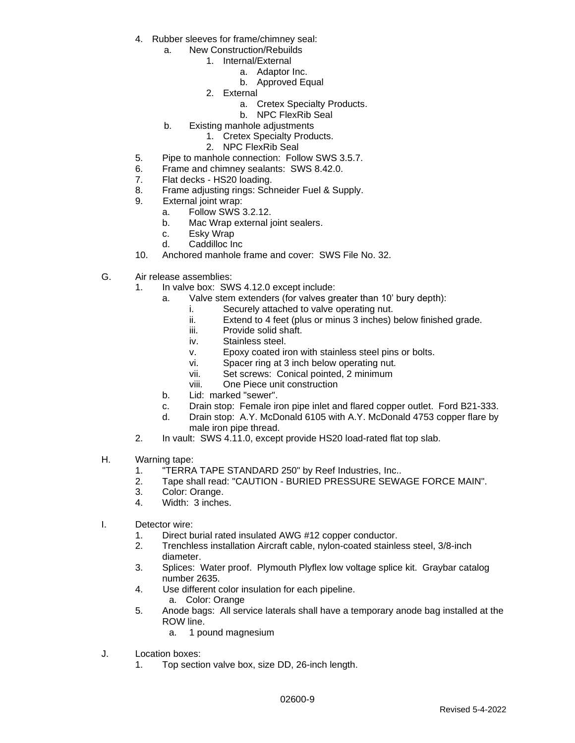4. Rubber sleeves for frame/chimney seal:
    a. New Construction/Rebuilds
        1. Internal/External
            a. Adaptor Inc.
            b. Approved Equal
        2. External
            a. Cretex Specialty Products.
            b. NPC FlexRib Seal
    b. Existing manhole adjustments
        1. Cretex Specialty Products.
        2. NPC FlexRib Seal
5. Pipe to manhole connection: Follow SWS 3.5.7.
6. Frame and chimney sealants: SWS 8.42.0.
7. Flat decks - HS20 loading.
8. Frame adjusting rings: Schneider Fuel & Supply.
9. External joint wrap:
    a. Follow SWS 3.2.12.
    b. Mac Wrap external joint sealers.
    c. Esky Wrap
    d. Caddilloc Inc
10. Anchored manhole frame and cover: SWS File No. 32.

G. Air release assemblies:
1. In valve box: SWS 4.12.0 except include:
    a. Valve stem extenders (for valves greater than 10' bury depth):
        i. Securely attached to valve operating nut.
        ii. Extend to 4 feet (plus or minus 3 inches) below finished grade.
        iii. Provide solid shaft.
        iv. Stainless steel.
        v. Epoxy coated iron with stainless steel pins or bolts.
        vi. Spacer ring at 3 inch below operating nut.
        vii. Set screws: Conical pointed, 2 minimum
        viii. One Piece unit construction
    b. Lid: marked "sewer".
    c. Drain stop: Female iron pipe inlet and flared copper outlet. Ford B21-333.
    d. Drain stop: A.Y. McDonald 6105 with A.Y. McDonald 4753 copper flare by male iron pipe thread.
2. In vault: SWS 4.11.0, except provide HS20 load-rated flat top slab.

H. Warning tape:
1. "TERRA TAPE STANDARD 250" by Reef Industries, Inc..
2. Tape shall read: "CAUTION - BURIED PRESSURE SEWAGE FORCE MAIN".
3. Color: Orange.
4. Width: 3 inches.

I. Detector wire:
1. Direct burial rated insulated AWG #12 copper conductor.
2. Trenchless installation Aircraft cable, nylon-coated stainless steel, 3/8-inch diameter.
3. Splices: Water proof. Plymouth Plyflex low voltage splice kit. Graybar catalog number 2635.
4. Use different color insulation for each pipeline.
    a. Color: Orange
5. Anode bags: All service laterals shall have a temporary anode bag installed at the ROW line.
    a. 1 pound magnesium

J. Location boxes:
1. Top section valve box, size DD, 26-inch length.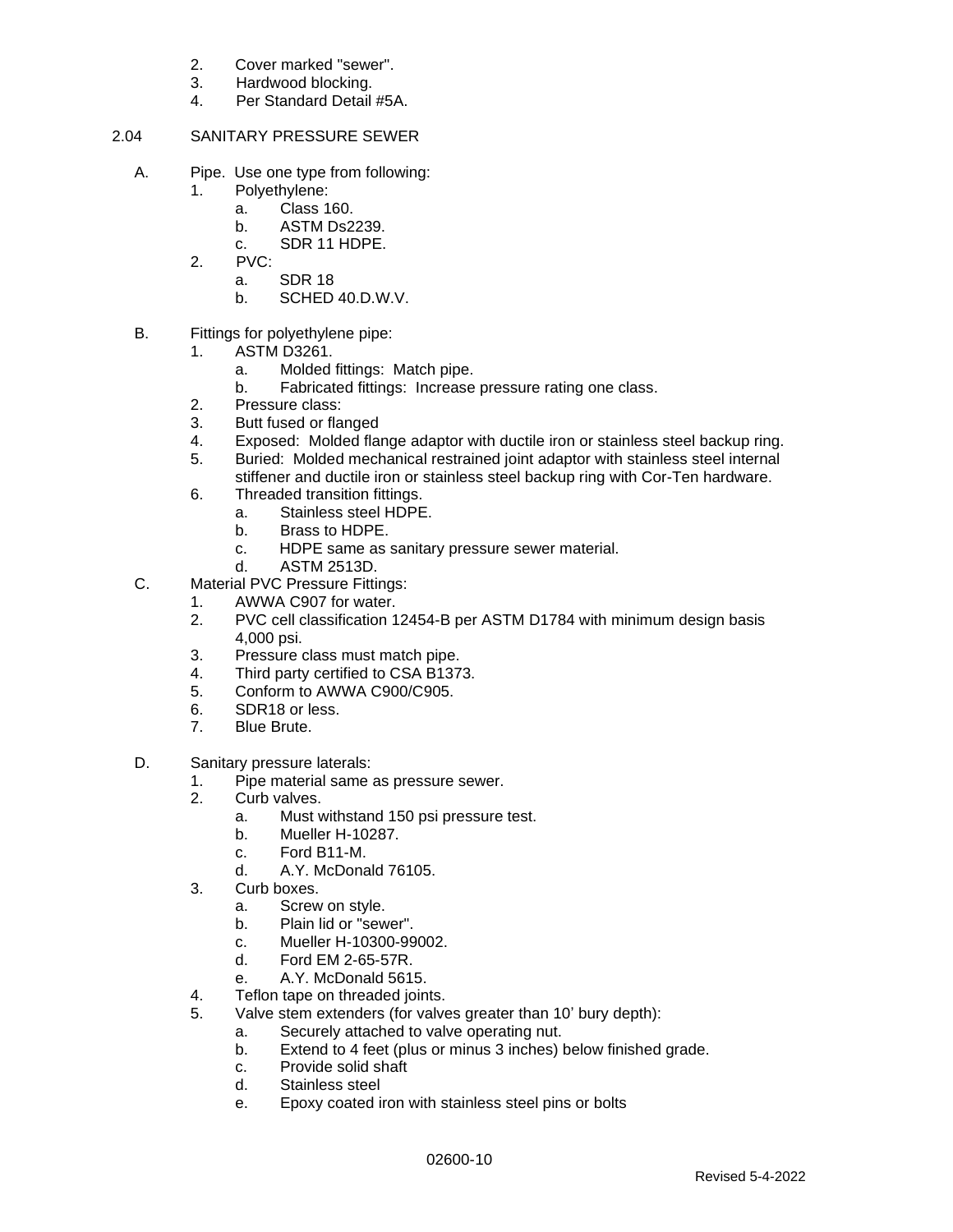2. Cover marked "sewer".
3. Hardwood blocking.
4. Per Standard Detail #5A.

## 2.04 SANITARY PRESSURE SEWER

A. Pipe. Use one type from following:
   1. Polyethylene:
      a. Class 160.
      b. ASTM Ds2239.
      c. SDR 11 HDPE.
   2. PVC:
      a. SDR 18
      b. SCHED 40.D.W.V.

B. Fittings for polyethylene pipe:
   1. ASTM D3261.
      a. Molded fittings: Match pipe.
      b. Fabricated fittings: Increase pressure rating one class.
   2. Pressure class:
   3. Butt fused or flanged
   4. Exposed: Molded flange adaptor with ductile iron or stainless steel backup ring.
   5. Buried: Molded mechanical restrained joint adaptor with stainless steel internal stiffener and ductile iron or stainless steel backup ring with Cor-Ten hardware.
   6. Threaded transition fittings.
      a. Stainless steel HDPE.
      b. Brass to HDPE.
      c. HDPE same as sanitary pressure sewer material.
      d. ASTM 2513D.

C. Material PVC Pressure Fittings:
   1. AWWA C907 for water.
   2. PVC cell classification 12454-B per ASTM D1784 with minimum design basis 4,000 psi.
   3. Pressure class must match pipe.
   4. Third party certified to CSA B1373.
   5. Conform to AWWA C900/C905.
   6. SDR18 or less.
   7. Blue Brute.

D. Sanitary pressure laterals:
   1. Pipe material same as pressure sewer.
   2. Curb valves.
      a. Must withstand 150 psi pressure test.
      b. Mueller H-10287.
      c. Ford B11-M.
      d. A.Y. McDonald 76105.
   3. Curb boxes.
      a. Screw on style.
      b. Plain lid or "sewer".
      c. Mueller H-10300-99002.
      d. Ford EM 2-65-57R.
      e. A.Y. McDonald 5615.
   4. Teflon tape on threaded joints.
   5. Valve stem extenders (for valves greater than 10' bury depth):
      a. Securely attached to valve operating nut.
      b. Extend to 4 feet (plus or minus 3 inches) below finished grade.
      c. Provide solid shaft
      d. Stainless steel
      e. Epoxy coated iron with stainless steel pins or bolts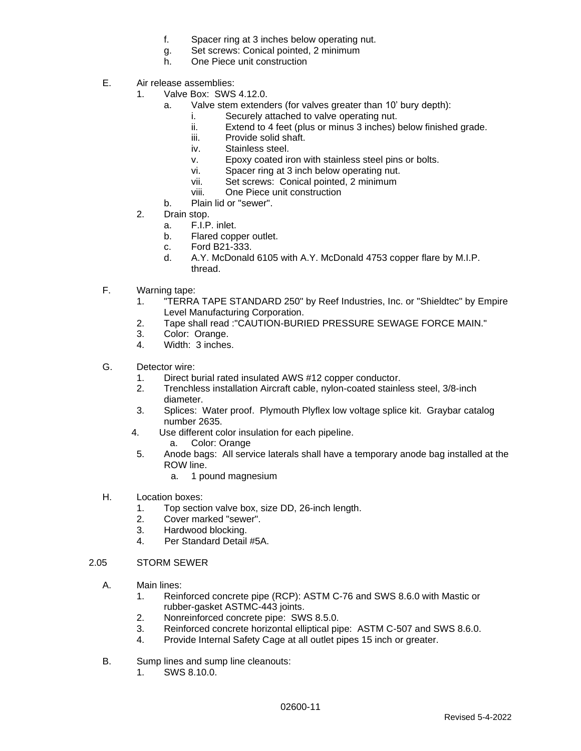f. Spacer ring at 3 inches below operating nut.
g. Set screws: Conical pointed, 2 minimum
h. One Piece unit construction

E. Air release assemblies:
1. Valve Box: SWS 4.12.0.
a. Valve stem extenders (for valves greater than 10' bury depth):
i. Securely attached to valve operating nut.
ii. Extend to 4 feet (plus or minus 3 inches) below finished grade.
iii. Provide solid shaft.
iv. Stainless steel.
v. Epoxy coated iron with stainless steel pins or bolts.
vi. Spacer ring at 3 inch below operating nut.
vii. Set screws: Conical pointed, 2 minimum
viii. One Piece unit construction
b. Plain lid or "sewer".
2. Drain stop.
a. F.I.P. inlet.
b. Flared copper outlet.
c. Ford B21-333.
d. A.Y. McDonald 6105 with A.Y. McDonald 4753 copper flare by M.I.P. thread.

F. Warning tape:
1. "TERRA TAPE STANDARD 250" by Reef Industries, Inc. or "Shieldtec" by Empire Level Manufacturing Corporation.
2. Tape shall read :"CAUTION-BURIED PRESSURE SEWAGE FORCE MAIN."
3. Color: Orange.
4. Width: 3 inches.

G. Detector wire:
1. Direct burial rated insulated AWS #12 copper conductor.
2. Trenchless installation Aircraft cable, nylon-coated stainless steel, 3/8-inch diameter.
3. Splices: Water proof. Plymouth Plyflex low voltage splice kit. Graybar catalog number 2635.
4. Use different color insulation for each pipeline.
a. Color: Orange
5. Anode bags: All service laterals shall have a temporary anode bag installed at the ROW line.
a. 1 pound magnesium

H. Location boxes:
1. Top section valve box, size DD, 26-inch length.
2. Cover marked "sewer".
3. Hardwood blocking.
4. Per Standard Detail #5A.

## 2.05 STORM SEWER

A. Main lines:
1. Reinforced concrete pipe (RCP): ASTM C-76 and SWS 8.6.0 with Mastic or rubber-gasket ASTMC-443 joints.
2. Nonreinforced concrete pipe: SWS 8.5.0.
3. Reinforced concrete horizontal elliptical pipe: ASTM C-507 and SWS 8.6.0.
4. Provide Internal Safety Cage at all outlet pipes 15 inch or greater.

B. Sump lines and sump line cleanouts:
1. SWS 8.10.0.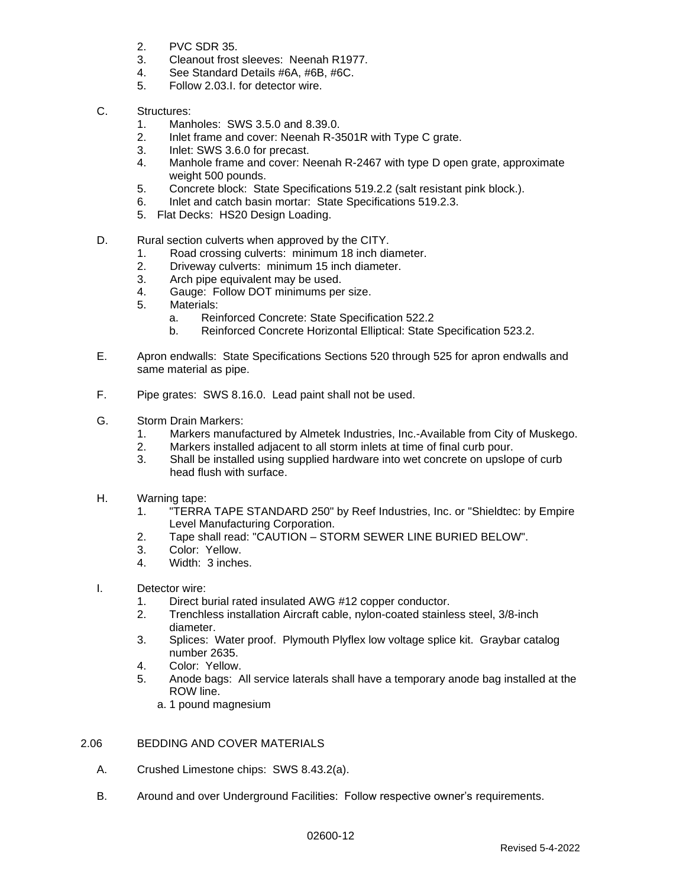2. PVC SDR 35.
3. Cleanout frost sleeves: Neenah R1977.
4. See Standard Details #6A, #6B, #6C.
5. Follow 2.03.I. for detector wire.

C. Structures:
   1. Manholes: SWS 3.5.0 and 8.39.0.
   2. Inlet frame and cover: Neenah R-3501R with Type C grate.
   3. Inlet: SWS 3.6.0 for precast.
   4. Manhole frame and cover: Neenah R-2467 with type D open grate, approximate weight 500 pounds.
   5. Concrete block: State Specifications 519.2.2 (salt resistant pink block.).
   6. Inlet and catch basin mortar: State Specifications 519.2.3.
   5. Flat Decks: HS20 Design Loading.

D. Rural section culverts when approved by the CITY.
   1. Road crossing culverts: minimum 18 inch diameter.
   2. Driveway culverts: minimum 15 inch diameter.
   3. Arch pipe equivalent may be used.
   4. Gauge: Follow DOT minimums per size.
   5. Materials:
      a. Reinforced Concrete: State Specification 522.2
      b. Reinforced Concrete Horizontal Elliptical: State Specification 523.2.

E. Apron endwalls: State Specifications Sections 520 through 525 for apron endwalls and same material as pipe.

F. Pipe grates: SWS 8.16.0. Lead paint shall not be used.

G. Storm Drain Markers:
   1. Markers manufactured by Almetek Industries, Inc.-Available from City of Muskego.
   2. Markers installed adjacent to all storm inlets at time of final curb pour.
   3. Shall be installed using supplied hardware into wet concrete on upslope of curb head flush with surface.

H. Warning tape:
   1. "TERRA TAPE STANDARD 250" by Reef Industries, Inc. or "Shieldtec: by Empire Level Manufacturing Corporation.
   2. Tape shall read: "CAUTION – STORM SEWER LINE BURIED BELOW".
   3. Color: Yellow.
   4. Width: 3 inches.

I. Detector wire:
   1. Direct burial rated insulated AWG #12 copper conductor.
   2. Trenchless installation Aircraft cable, nylon-coated stainless steel, 3/8-inch diameter.
   3. Splices: Water proof. Plymouth Plyflex low voltage splice kit. Graybar catalog number 2635.
   4. Color: Yellow.
   5. Anode bags: All service laterals shall have a temporary anode bag installed at the ROW line.
      a. 1 pound magnesium

## 2.06 BEDDING AND COVER MATERIALS

A. Crushed Limestone chips: SWS 8.43.2(a).

B. Around and over Underground Facilities: Follow respective owner's requirements.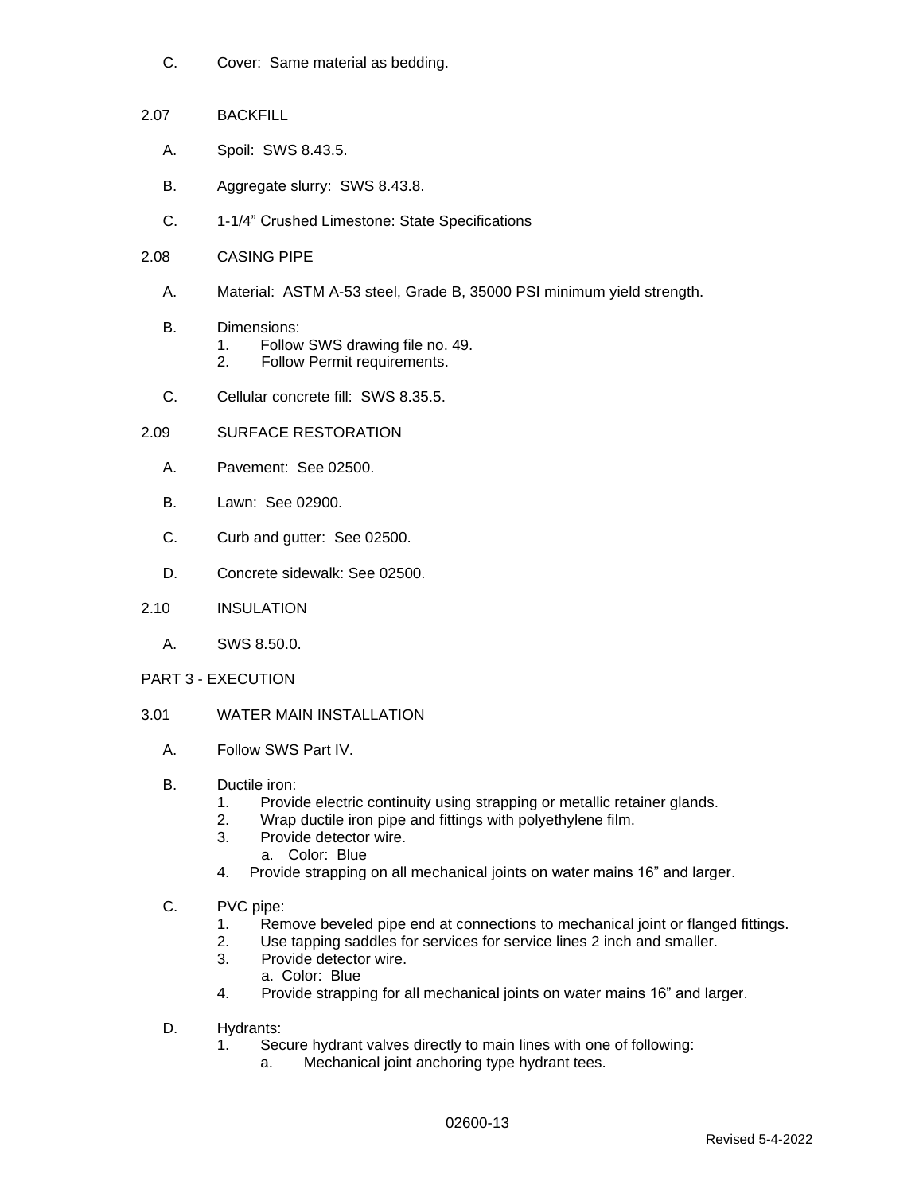C. Cover: Same material as bedding.

2.07 BACKFILL

A. Spoil: SWS 8.43.5.

B. Aggregate slurry: SWS 8.43.8.

C. 1-1/4” Crushed Limestone: State Specifications

2.08 CASING PIPE

A. Material: ASTM A-53 steel, Grade B, 35000 PSI minimum yield strength.

B. Dimensions:
   1. Follow SWS drawing file no. 49.
   2. Follow Permit requirements.

C. Cellular concrete fill: SWS 8.35.5.

2.09 SURFACE RESTORATION

A. Pavement: See 02500.

B. Lawn: See 02900.

C. Curb and gutter: See 02500.

D. Concrete sidewalk: See 02500.

2.10 INSULATION

A. SWS 8.50.0.

PART 3 - EXECUTION

3.01 WATER MAIN INSTALLATION

A. Follow SWS Part IV.

B. Ductile iron:
   1. Provide electric continuity using strapping or metallic retainer glands.
   2. Wrap ductile iron pipe and fittings with polyethylene film.
   3. Provide detector wire.
      a. Color: Blue
   4. Provide strapping on all mechanical joints on water mains 16” and larger.

C. PVC pipe:
   1. Remove beveled pipe end at connections to mechanical joint or flanged fittings.
   2. Use tapping saddles for services for service lines 2 inch and smaller.
   3. Provide detector wire.
      a. Color: Blue
   4. Provide strapping for all mechanical joints on water mains 16” and larger.

D. Hydrants:
   1. Secure hydrant valves directly to main lines with one of following:
      a. Mechanical joint anchoring type hydrant tees.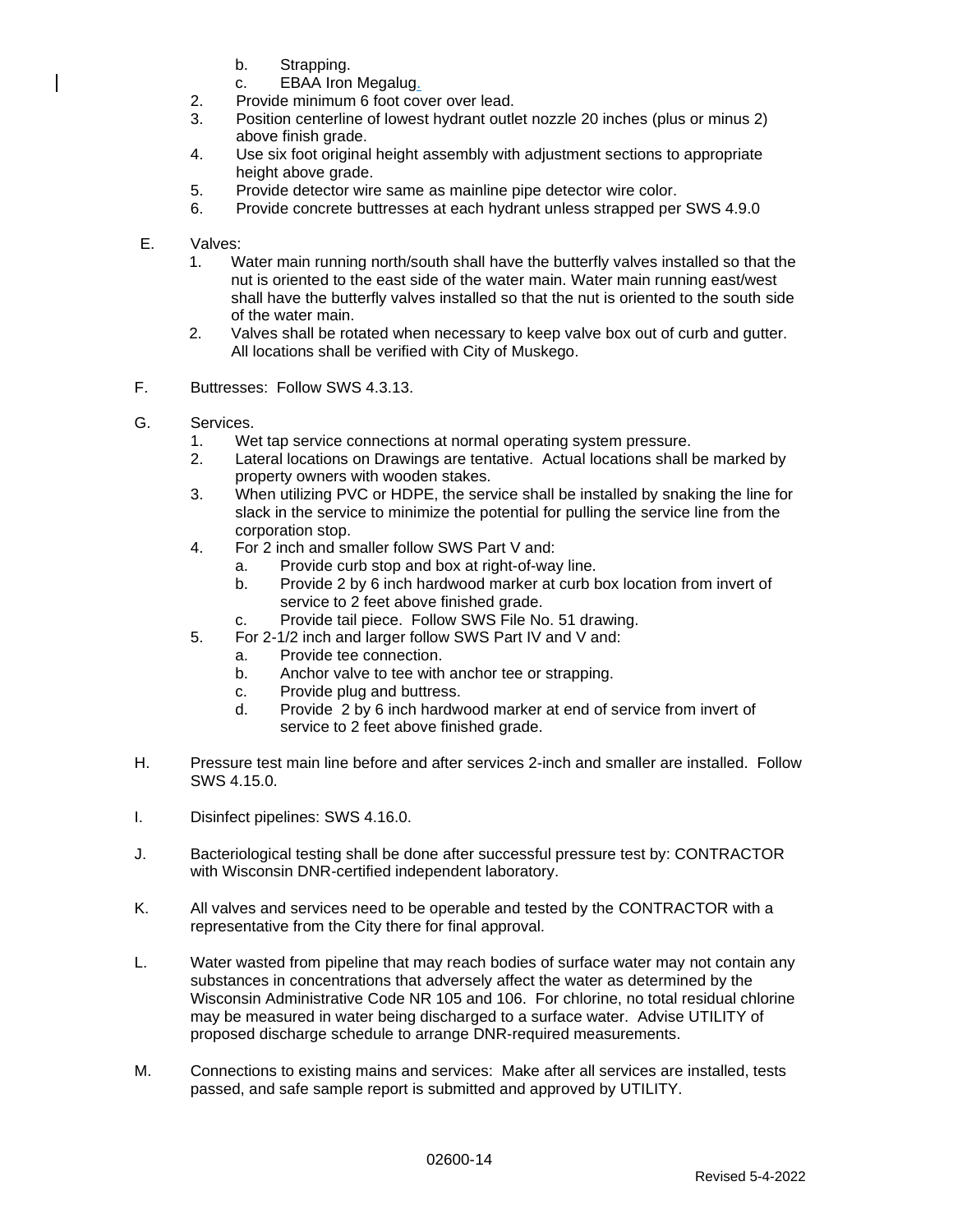b. Strapping.
   c. EBAA Iron Megalug.
2. Provide minimum 6 foot cover over lead.
3. Position centerline of lowest hydrant outlet nozzle 20 inches (plus or minus 2) above finish grade.
4. Use six foot original height assembly with adjustment sections to appropriate height above grade.
5. Provide detector wire same as mainline pipe detector wire color.
6. Provide concrete buttresses at each hydrant unless strapped per SWS 4.9.0

E. Valves:
   1. Water main running north/south shall have the butterfly valves installed so that the nut is oriented to the east side of the water main. Water main running east/west shall have the butterfly valves installed so that the nut is oriented to the south side of the water main.
   2. Valves shall be rotated when necessary to keep valve box out of curb and gutter. All locations shall be verified with City of Muskego.

F. Buttresses: Follow SWS 4.3.13.

G. Services.
   1. Wet tap service connections at normal operating system pressure.
   2. Lateral locations on Drawings are tentative. Actual locations shall be marked by property owners with wooden stakes.
   3. When utilizing PVC or HDPE, the service shall be installed by snaking the line for slack in the service to minimize the potential for pulling the service line from the corporation stop.
   4. For 2 inch and smaller follow SWS Part V and:
      a. Provide curb stop and box at right-of-way line.
      b. Provide 2 by 6 inch hardwood marker at curb box location from invert of service to 2 feet above finished grade.
      c. Provide tail piece. Follow SWS File No. 51 drawing.
   5. For 2-1/2 inch and larger follow SWS Part IV and V and:
      a. Provide tee connection.
      b. Anchor valve to tee with anchor tee or strapping.
      c. Provide plug and buttress.
      d. Provide 2 by 6 inch hardwood marker at end of service from invert of service to 2 feet above finished grade.

H. Pressure test main line before and after services 2-inch and smaller are installed. Follow SWS 4.15.0.

I. Disinfect pipelines: SWS 4.16.0.

J. Bacteriological testing shall be done after successful pressure test by: CONTRACTOR with Wisconsin DNR-certified independent laboratory.

K. All valves and services need to be operable and tested by the CONTRACTOR with a representative from the City there for final approval.

L. Water wasted from pipeline that may reach bodies of surface water may not contain any substances in concentrations that adversely affect the water as determined by the Wisconsin Administrative Code NR 105 and 106. For chlorine, no total residual chlorine may be measured in water being discharged to a surface water. Advise UTILITY of proposed discharge schedule to arrange DNR-required measurements.

M. Connections to existing mains and services: Make after all services are installed, tests passed, and safe sample report is submitted and approved by UTILITY.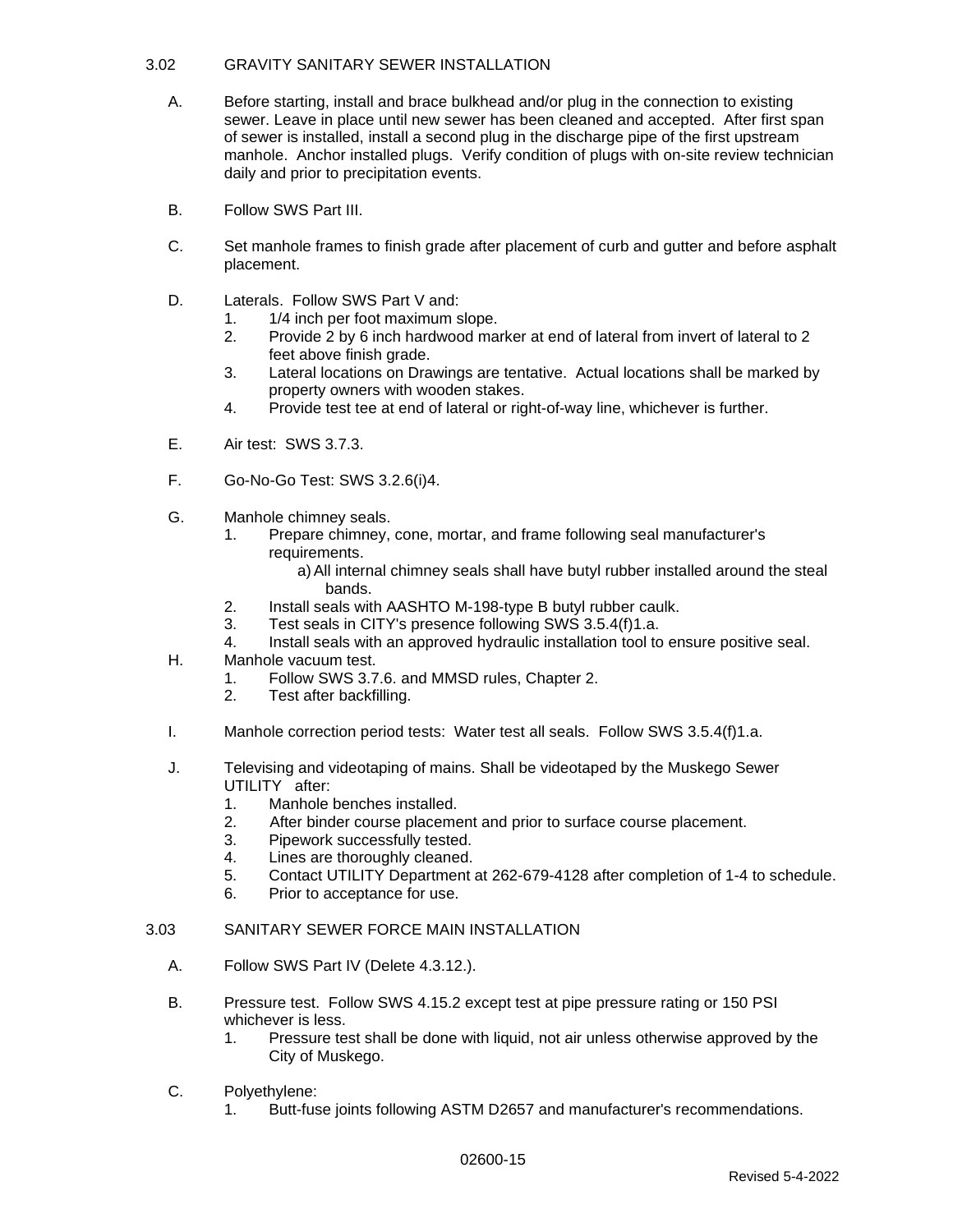## 3.02 GRAVITY SANITARY SEWER INSTALLATION

A. Before starting, install and brace bulkhead and/or plug in the connection to existing sewer. Leave in place until new sewer has been cleaned and accepted. After first span of sewer is installed, install a second plug in the discharge pipe of the first upstream manhole. Anchor installed plugs. Verify condition of plugs with on-site review technician daily and prior to precipitation events.

B. Follow SWS Part III.

C. Set manhole frames to finish grade after placement of curb and gutter and before asphalt placement.

D. Laterals. Follow SWS Part V and:
   1. 1/4 inch per foot maximum slope.
   2. Provide 2 by 6 inch hardwood marker at end of lateral from invert of lateral to 2 feet above finish grade.
   3. Lateral locations on Drawings are tentative. Actual locations shall be marked by property owners with wooden stakes.
   4. Provide test tee at end of lateral or right-of-way line, whichever is further.

E. Air test: SWS 3.7.3.

F. Go-No-Go Test: SWS 3.2.6(i)4.

G. Manhole chimney seals.
   1. Prepare chimney, cone, mortar, and frame following seal manufacturer's requirements.
      a) All internal chimney seals shall have butyl rubber installed around the steal bands.
   2. Install seals with AASHTO M-198-type B butyl rubber caulk.
   3. Test seals in CITY's presence following SWS 3.5.4(f)1.a.
   4. Install seals with an approved hydraulic installation tool to ensure positive seal.

H. Manhole vacuum test.
   1. Follow SWS 3.7.6. and MMSD rules, Chapter 2.
   2. Test after backfilling.

I. Manhole correction period tests: Water test all seals. Follow SWS 3.5.4(f)1.a.

J. Televising and videotaping of mains. Shall be videotaped by the Muskego Sewer UTILITY after:
   1. Manhole benches installed.
   2. After binder course placement and prior to surface course placement.
   3. Pipework successfully tested.
   4. Lines are thoroughly cleaned.
   5. Contact UTILITY Department at 262-679-4128 after completion of 1-4 to schedule.
   6. Prior to acceptance for use.

## 3.03 SANITARY SEWER FORCE MAIN INSTALLATION

A. Follow SWS Part IV (Delete 4.3.12.).

B. Pressure test. Follow SWS 4.15.2 except test at pipe pressure rating or 150 PSI whichever is less.
   1. Pressure test shall be done with liquid, not air unless otherwise approved by the City of Muskego.

C. Polyethylene:
   1. Butt-fuse joints following ASTM D2657 and manufacturer's recommendations.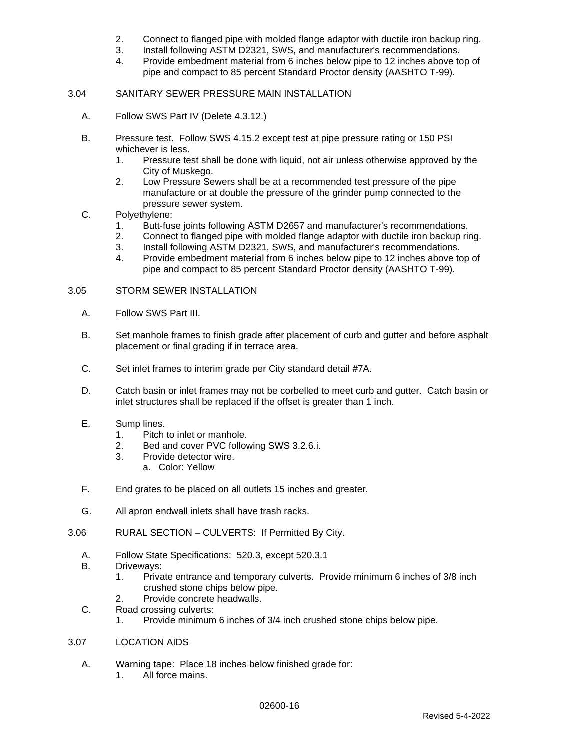2. Connect to flanged pipe with molded flange adaptor with ductile iron backup ring.
3. Install following ASTM D2321, SWS, and manufacturer's recommendations.
4. Provide embedment material from 6 inches below pipe to 12 inches above top of pipe and compact to 85 percent Standard Proctor density (AASHTO T-99).

## 3.04 SANITARY SEWER PRESSURE MAIN INSTALLATION

A. Follow SWS Part IV (Delete 4.3.12.)

B. Pressure test. Follow SWS 4.15.2 except test at pipe pressure rating or 150 PSI whichever is less.
   1. Pressure test shall be done with liquid, not air unless otherwise approved by the City of Muskego.
   2. Low Pressure Sewers shall be at a recommended test pressure of the pipe manufacture or at double the pressure of the grinder pump connected to the pressure sewer system.

C. Polyethylene:
   1. Butt-fuse joints following ASTM D2657 and manufacturer's recommendations.
   2. Connect to flanged pipe with molded flange adaptor with ductile iron backup ring.
   3. Install following ASTM D2321, SWS, and manufacturer's recommendations.
   4. Provide embedment material from 6 inches below pipe to 12 inches above top of pipe and compact to 85 percent Standard Proctor density (AASHTO T-99).

## 3.05 STORM SEWER INSTALLATION

A. Follow SWS Part III.

B. Set manhole frames to finish grade after placement of curb and gutter and before asphalt placement or final grading if in terrace area.

C. Set inlet frames to interim grade per City standard detail #7A.

D. Catch basin or inlet frames may not be corbelled to meet curb and gutter. Catch basin or inlet structures shall be replaced if the offset is greater than 1 inch.

E. Sump lines.
   1. Pitch to inlet or manhole.
   2. Bed and cover PVC following SWS 3.2.6.i.
   3. Provide detector wire.
      a. Color: Yellow

F. End grates to be placed on all outlets 15 inches and greater.

G. All apron endwall inlets shall have trash racks.

## 3.06 RURAL SECTION – CULVERTS: If Permitted By City.

A. Follow State Specifications: 520.3, except 520.3.1

B. Driveways:
   1. Private entrance and temporary culverts. Provide minimum 6 inches of 3/8 inch crushed stone chips below pipe.
   2. Provide concrete headwalls.

C. Road crossing culverts:
   1. Provide minimum 6 inches of 3/4 inch crushed stone chips below pipe.

## 3.07 LOCATION AIDS

A. Warning tape: Place 18 inches below finished grade for:
   1. All force mains.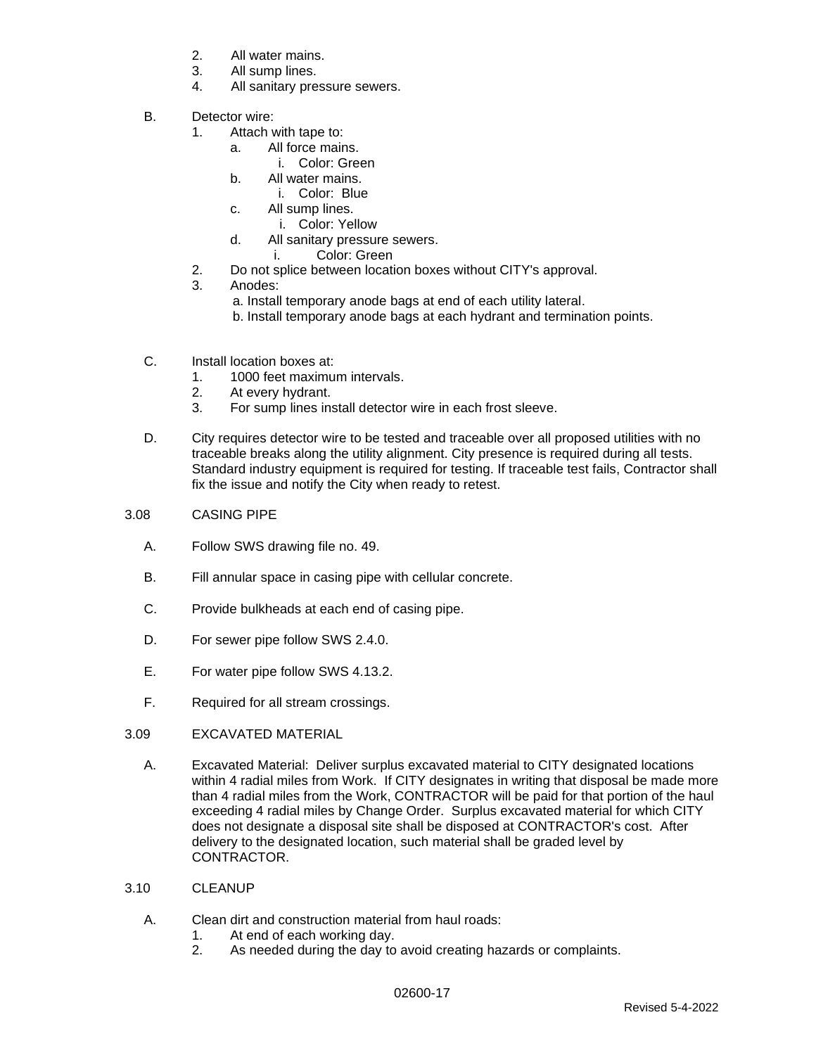2. All water mains.
3. All sump lines.
4. All sanitary pressure sewers.

B. Detector wire:
   1. Attach with tape to:
      a. All force mains.
         i. Color: Green
      b. All water mains.
         i. Color: Blue
      c. All sump lines.
         i. Color: Yellow
      d. All sanitary pressure sewers.
         i. Color: Green
   2. Do not splice between location boxes without CITY's approval.
   3. Anodes:
      a. Install temporary anode bags at end of each utility lateral.
      b. Install temporary anode bags at each hydrant and termination points.

C. Install location boxes at:
   1. 1000 feet maximum intervals.
   2. At every hydrant.
   3. For sump lines install detector wire in each frost sleeve.

D. City requires detector wire to be tested and traceable over all proposed utilities with no traceable breaks along the utility alignment. City presence is required during all tests. Standard industry equipment is required for testing. If traceable test fails, Contractor shall fix the issue and notify the City when ready to retest.

3.08 CASING PIPE

A. Follow SWS drawing file no. 49.

B. Fill annular space in casing pipe with cellular concrete.

C. Provide bulkheads at each end of casing pipe.

D. For sewer pipe follow SWS 2.4.0.

E. For water pipe follow SWS 4.13.2.

F. Required for all stream crossings.

3.09 EXCAVATED MATERIAL

A. Excavated Material: Deliver surplus excavated material to CITY designated locations within 4 radial miles from Work. If CITY designates in writing that disposal be made more than 4 radial miles from the Work, CONTRACTOR will be paid for that portion of the haul exceeding 4 radial miles by Change Order. Surplus excavated material for which CITY does not designate a disposal site shall be disposed at CONTRACTOR's cost. After delivery to the designated location, such material shall be graded level by CONTRACTOR.

3.10 CLEANUP

A. Clean dirt and construction material from haul roads:
   1. At end of each working day.
   2. As needed during the day to avoid creating hazards or complaints.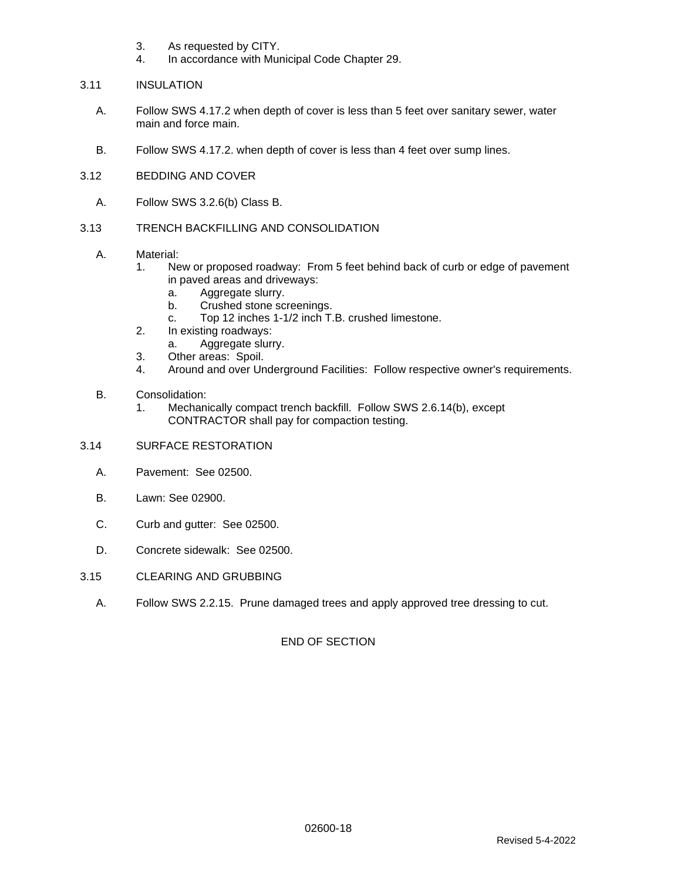3. As requested by CITY.
4. In accordance with Municipal Code Chapter 29.

3.11 INSULATION

A. Follow SWS 4.17.2 when depth of cover is less than 5 feet over sanitary sewer, water main and force main.

B. Follow SWS 4.17.2. when depth of cover is less than 4 feet over sump lines.

3.12 BEDDING AND COVER

A. Follow SWS 3.2.6(b) Class B.

3.13 TRENCH BACKFILLING AND CONSOLIDATION

A. Material:
   1. New or proposed roadway: From 5 feet behind back of curb or edge of pavement in paved areas and driveways:
      a. Aggregate slurry.
      b. Crushed stone screenings.
      c. Top 12 inches 1-1/2 inch T.B. crushed limestone.
   2. In existing roadways:
      a. Aggregate slurry.
   3. Other areas: Spoil.
   4. Around and over Underground Facilities: Follow respective owner's requirements.

B. Consolidation:
   1. Mechanically compact trench backfill. Follow SWS 2.6.14(b), except CONTRACTOR shall pay for compaction testing.

3.14 SURFACE RESTORATION

A. Pavement: See 02500.

B. Lawn: See 02900.

C. Curb and gutter: See 02500.

D. Concrete sidewalk: See 02500.

3.15 CLEARING AND GRUBBING

A. Follow SWS 2.2.15. Prune damaged trees and apply approved tree dressing to cut.

END OF SECTION

Revised 5-4-2022